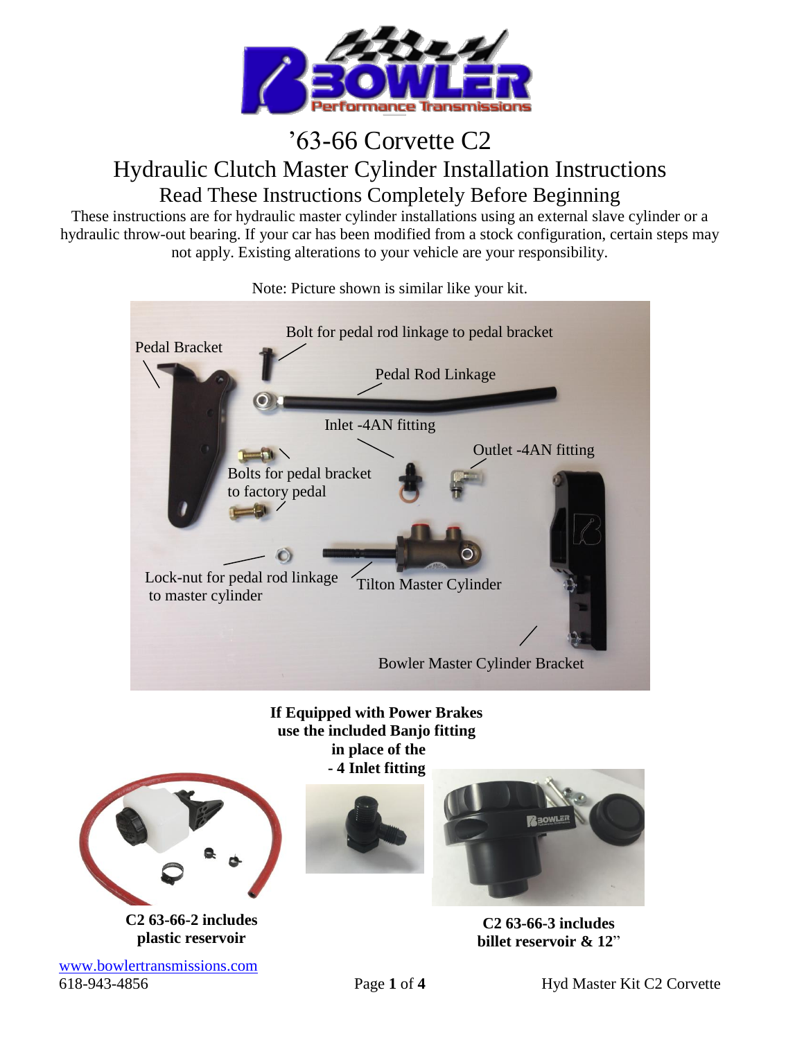# ’63-66 Corvette C2

## Hydraulic Clutch Master Cylinder Installation Instructions

### Read These Instructions Completely Before Beginning

These instructions are for hydraulic master cylinder installations using an external slave cylinder or a hydraulic throw-out bearing. If your car has been modified from a stock configuration, certain steps may not apply. Existing alterations to your vehicle are your responsibility.

Note: Picture shown is similar like your kit.

Pedal Bracket

Bolt for pedal rod linkage to pedal bracket

Pedal Rod Linkage

Inlet -4AN fitting

Outlet -4AN fitting

Bolts for pedal bracket to factory pedal

Lock-nut for pedal rod linkage to master cylinder

Tilton Master Cylinder

Bowler Master Cylinder Bracket

**If Equipped with Power Brakes use the included Banjo fitting in place of the - 4 Inlet fitting**

**C2 63-66-2 includes plastic reservoir**

**C2 63-66-3 includes billet reservoir & 12”**

www.bowlertransmissions.com
618-943-4856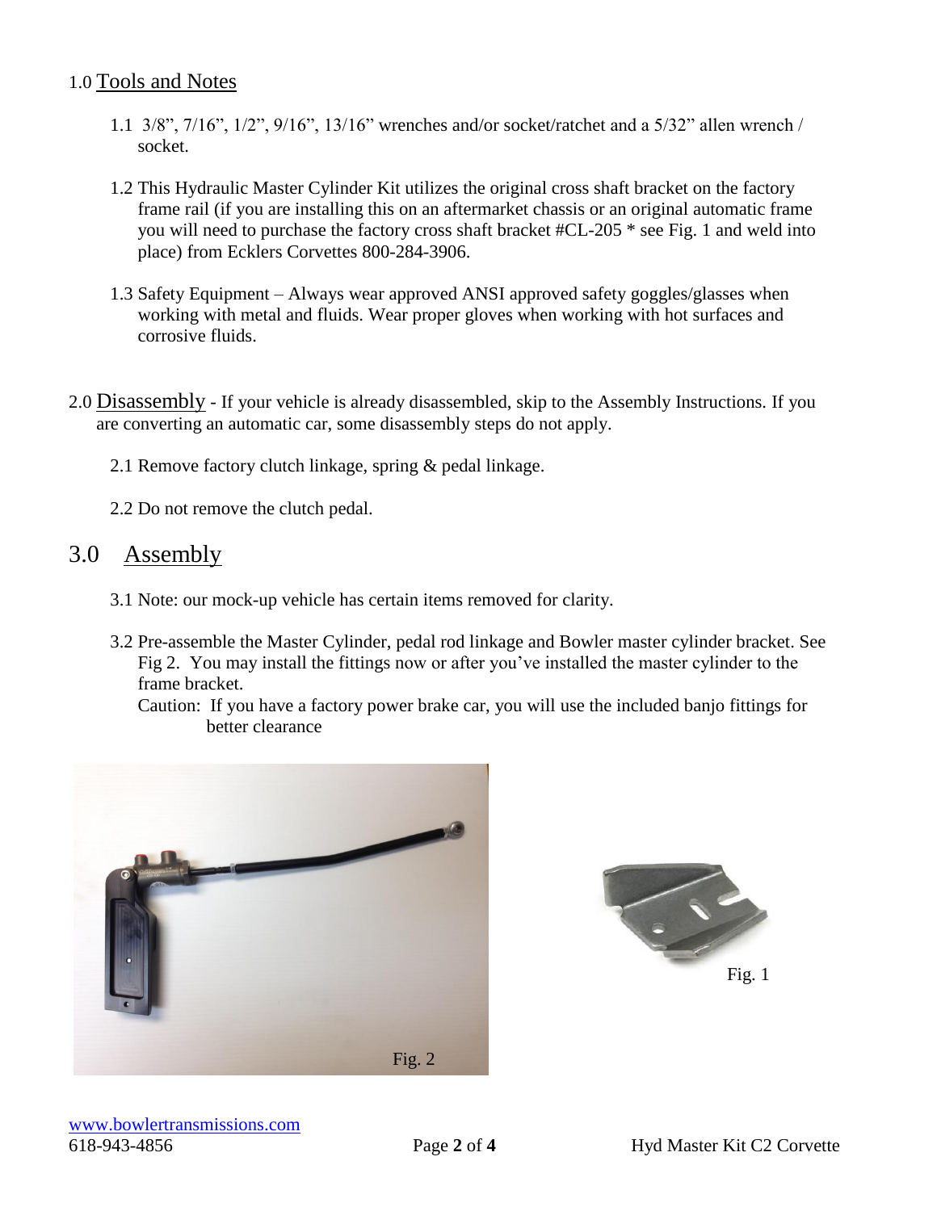## 1.0 Tools and Notes

1.1 3/8", 7/16", 1/2", 9/16", 13/16" wrenches and/or socket/ratchet and a 5/32" allen wrench / socket.

1.2 This Hydraulic Master Cylinder Kit utilizes the original cross shaft bracket on the factory frame rail (if you are installing this on an aftermarket chassis or an original automatic frame you will need to purchase the factory cross shaft bracket #CL-205 * see Fig. 1 and weld into place) from Ecklers Corvettes 800-284-3906.

1.3 Safety Equipment – Always wear approved ANSI approved safety goggles/glasses when working with metal and fluids. Wear proper gloves when working with hot surfaces and corrosive fluids.

## 2.0 Disassembly

If your vehicle is already disassembled, skip to the Assembly Instructions. If you are converting an automatic car, some disassembly steps do not apply.

2.1 Remove factory clutch linkage, spring & pedal linkage.

2.2 Do not remove the clutch pedal.

## 3.0 Assembly

3.1 Note: our mock-up vehicle has certain items removed for clarity.

3.2 Pre-assemble the Master Cylinder, pedal rod linkage and Bowler master cylinder bracket. See Fig 2. You may install the fittings now or after you've installed the master cylinder to the frame bracket.

Caution: If you have a factory power brake car, you will use the included banjo fittings for better clearance

Fig. 2

Fig. 1

www.bowlertransmissions.com
618-943-4856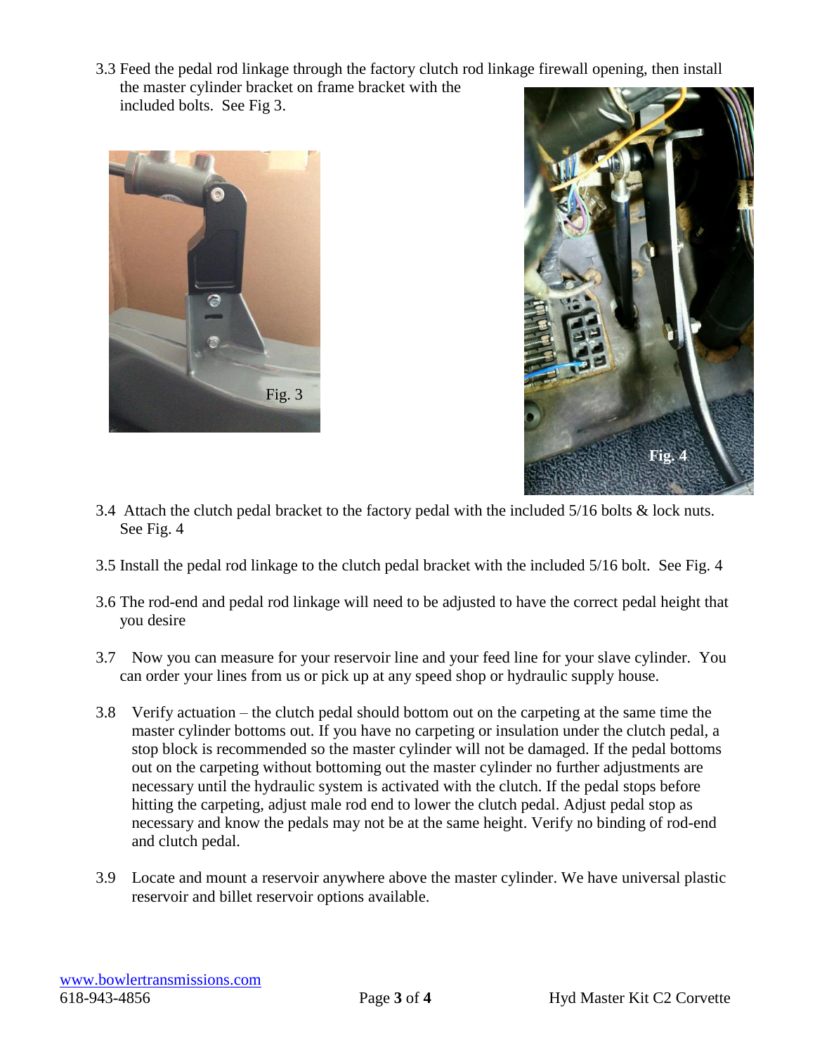3.3 Feed the pedal rod linkage through the factory clutch rod linkage firewall opening, then install the master cylinder bracket on frame bracket with the included bolts. See Fig 3.

Fig. 3

Fig. 4

3.4 Attach the clutch pedal bracket to the factory pedal with the included 5/16 bolts & lock nuts. See Fig. 4

3.5 Install the pedal rod linkage to the clutch pedal bracket with the included 5/16 bolt. See Fig. 4

3.6 The rod-end and pedal rod linkage will need to be adjusted to have the correct pedal height that you desire

3.7 Now you can measure for your reservoir line and your feed line for your slave cylinder. You can order your lines from us or pick up at any speed shop or hydraulic supply house.

3.8 Verify actuation – the clutch pedal should bottom out on the carpeting at the same time the master cylinder bottoms out. If you have no carpeting or insulation under the clutch pedal, a stop block is recommended so the master cylinder will not be damaged. If the pedal bottoms out on the carpeting without bottoming out the master cylinder no further adjustments are necessary until the hydraulic system is activated with the clutch. If the pedal stops before hitting the carpeting, adjust male rod end to lower the clutch pedal. Adjust pedal stop as necessary and know the pedals may not be at the same height. Verify no binding of rod-end and clutch pedal.

3.9 Locate and mount a reservoir anywhere above the master cylinder. We have universal plastic reservoir and billet reservoir options available.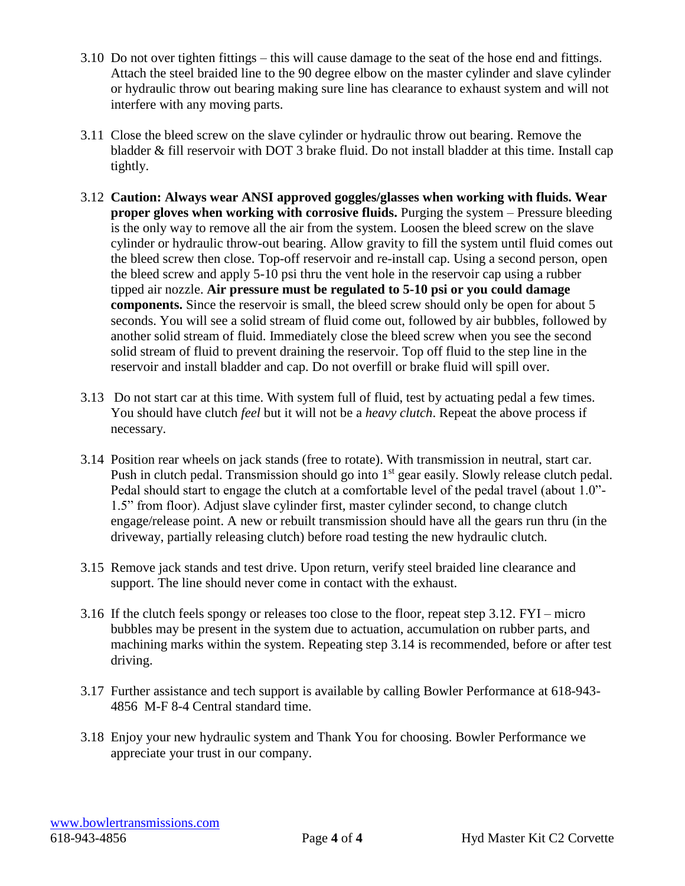3.10 Do not over tighten fittings – this will cause damage to the seat of the hose end and fittings. Attach the steel braided line to the 90 degree elbow on the master cylinder and slave cylinder or hydraulic throw out bearing making sure line has clearance to exhaust system and will not interfere with any moving parts.

3.11 Close the bleed screw on the slave cylinder or hydraulic throw out bearing. Remove the bladder & fill reservoir with DOT 3 brake fluid. Do not install bladder at this time. Install cap tightly.

3.12 **Caution: Always wear ANSI approved goggles/glasses when working with fluids. Wear proper gloves when working with corrosive fluids.** Purging the system – Pressure bleeding is the only way to remove all the air from the system. Loosen the bleed screw on the slave cylinder or hydraulic throw-out bearing. Allow gravity to fill the system until fluid comes out the bleed screw then close. Top-off reservoir and re-install cap. Using a second person, open the bleed screw and apply 5-10 psi thru the vent hole in the reservoir cap using a rubber tipped air nozzle. **Air pressure must be regulated to 5-10 psi or you could damage components.** Since the reservoir is small, the bleed screw should only be open for about 5 seconds. You will see a solid stream of fluid come out, followed by air bubbles, followed by another solid stream of fluid. Immediately close the bleed screw when you see the second solid stream of fluid to prevent draining the reservoir. Top off fluid to the step line in the reservoir and install bladder and cap. Do not overfill or brake fluid will spill over.

3.13 Do not start car at this time. With system full of fluid, test by actuating pedal a few times. You should have clutch *feel* but it will not be a *heavy clutch*. Repeat the above process if necessary.

3.14 Position rear wheels on jack stands (free to rotate). With transmission in neutral, start car. Push in clutch pedal. Transmission should go into 1st gear easily. Slowly release clutch pedal. Pedal should start to engage the clutch at a comfortable level of the pedal travel (about 1.0"-1.5" from floor). Adjust slave cylinder first, master cylinder second, to change clutch engage/release point. A new or rebuilt transmission should have all the gears run thru (in the driveway, partially releasing clutch) before road testing the new hydraulic clutch.

3.15 Remove jack stands and test drive. Upon return, verify steel braided line clearance and support. The line should never come in contact with the exhaust.

3.16 If the clutch feels spongy or releases too close to the floor, repeat step 3.12. FYI – micro bubbles may be present in the system due to actuation, accumulation on rubber parts, and machining marks within the system. Repeating step 3.14 is recommended, before or after test driving.

3.17 Further assistance and tech support is available by calling Bowler Performance at 618-943-4856 M-F 8-4 Central standard time.

3.18 Enjoy your new hydraulic system and Thank You for choosing. Bowler Performance we appreciate your trust in our company.